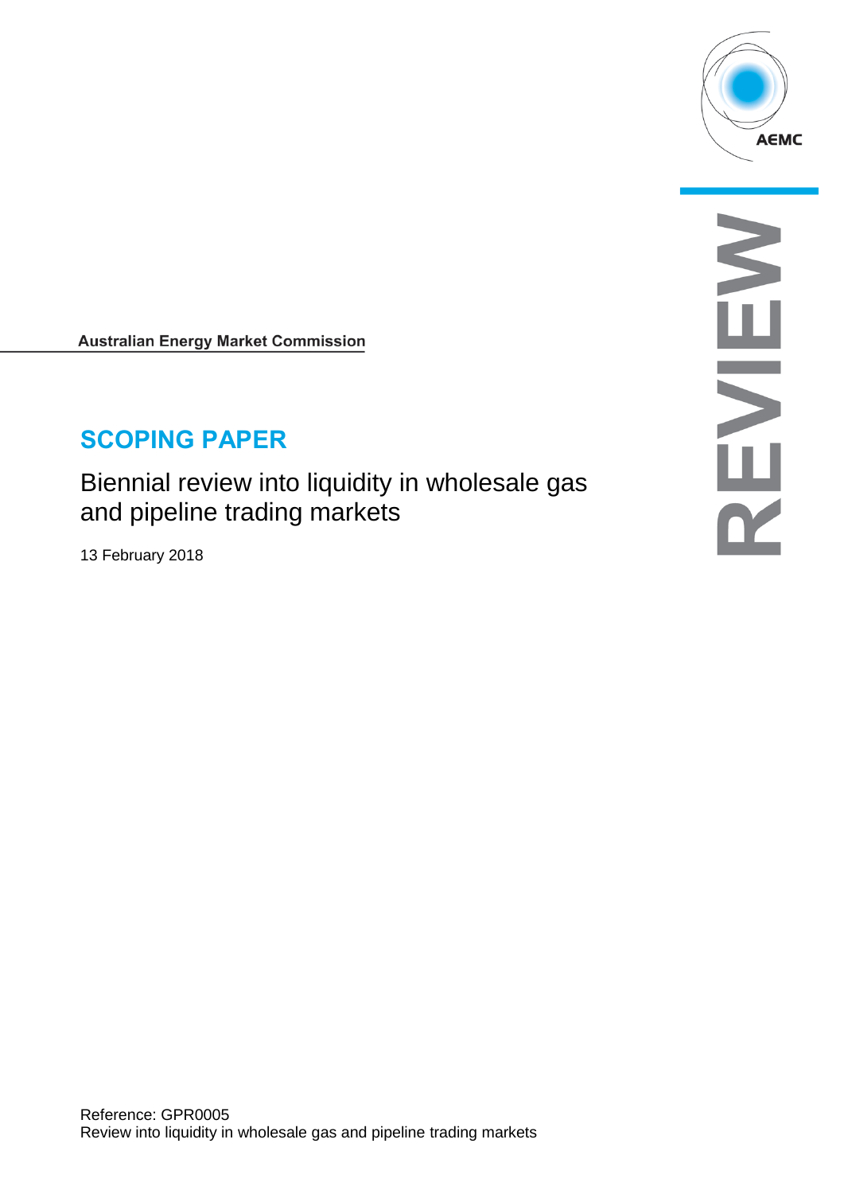AEMC

REVIEW

**Australian Energy Market Commission**

# SCOPING PAPER

## Biennial review into liquidity in wholesale gas and pipeline trading markets

13 February 2018

Reference: GPR0005
Review into liquidity in wholesale gas and pipeline trading markets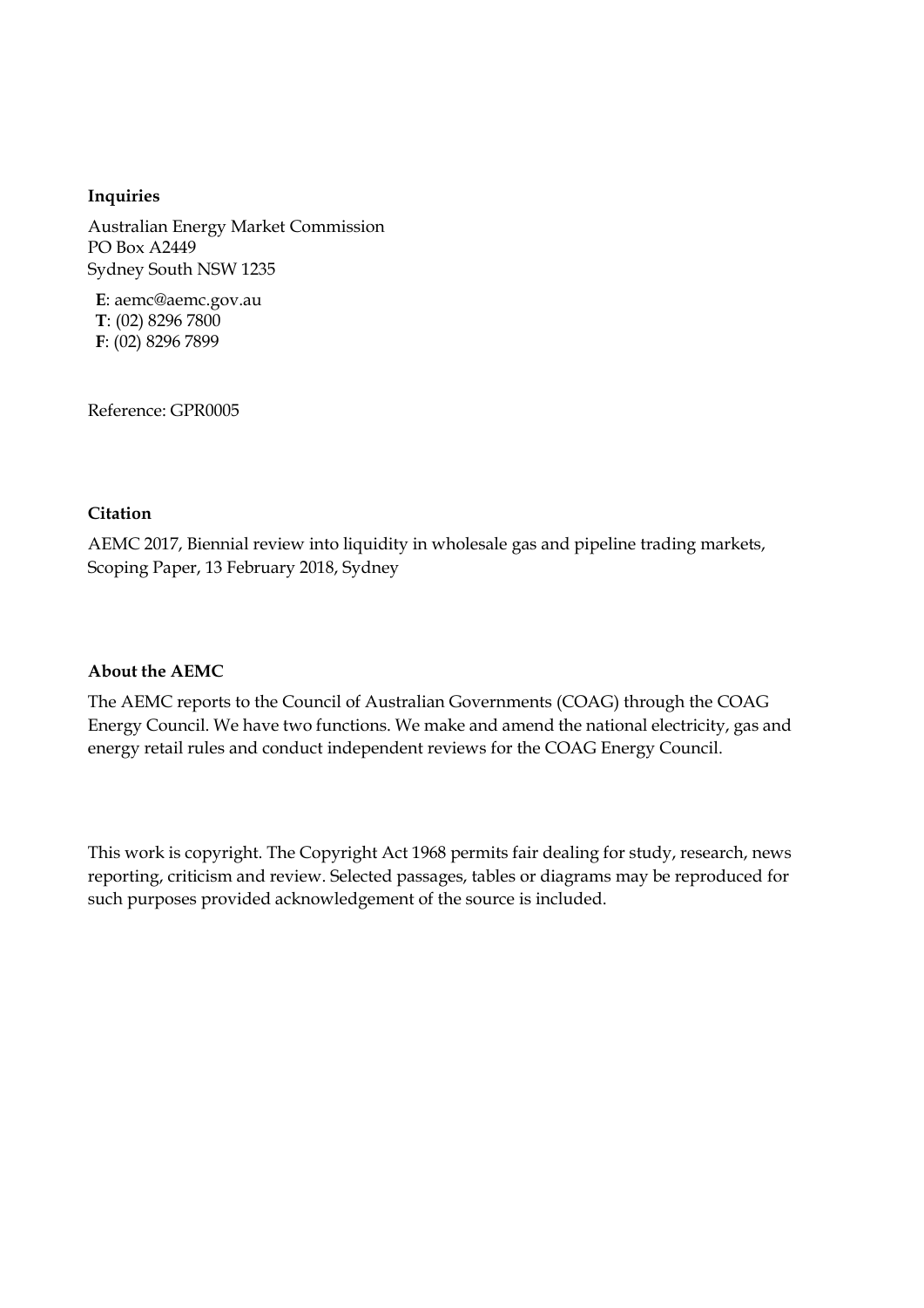**Inquiries**

Australian Energy Market Commission
PO Box A2449
Sydney South NSW 1235

**E**: aemc@aemc.gov.au
**T**: (02) 8296 7800
**F**: (02) 8296 7899

Reference: GPR0005

**Citation**

AEMC 2017, Biennial review into liquidity in wholesale gas and pipeline trading markets, Scoping Paper, 13 February 2018, Sydney

**About the AEMC**

The AEMC reports to the Council of Australian Governments (COAG) through the COAG Energy Council. We have two functions. We make and amend the national electricity, gas and energy retail rules and conduct independent reviews for the COAG Energy Council.

This work is copyright. The Copyright Act 1968 permits fair dealing for study, research, news reporting, criticism and review. Selected passages, tables or diagrams may be reproduced for such purposes provided acknowledgement of the source is included.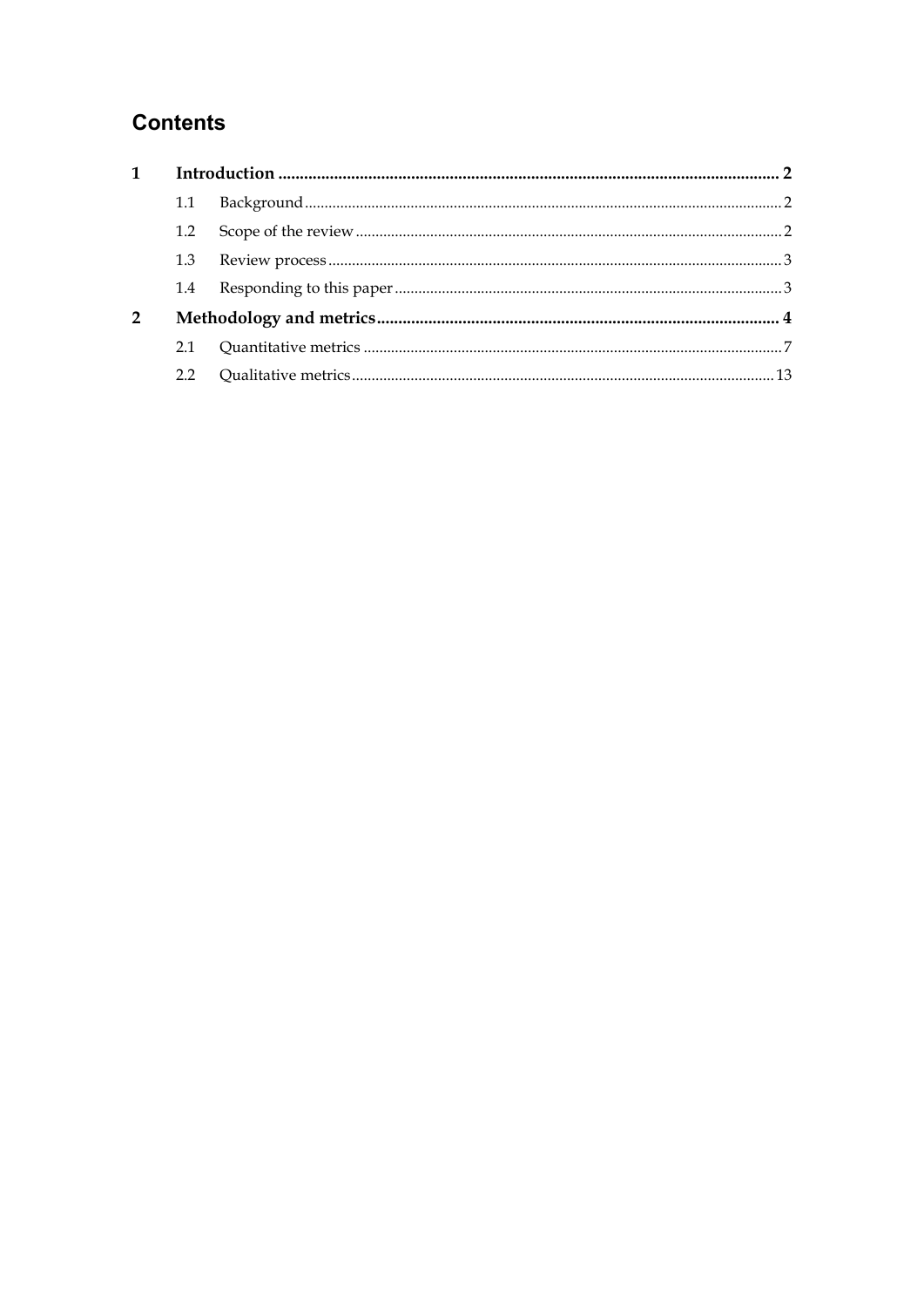# Contents

| | | |
|---|---|---|
| **1** | **Introduction** | **2** |
| 1.1 | Background | 2 |
| 1.2 | Scope of the review | 2 |
| 1.3 | Review process | 3 |
| 1.4 | Responding to this paper | 3 |
| **2** | **Methodology and metrics** | **4** |
| 2.1 | Quantitative metrics | 7 |
| 2.2 | Qualitative metrics | 13 |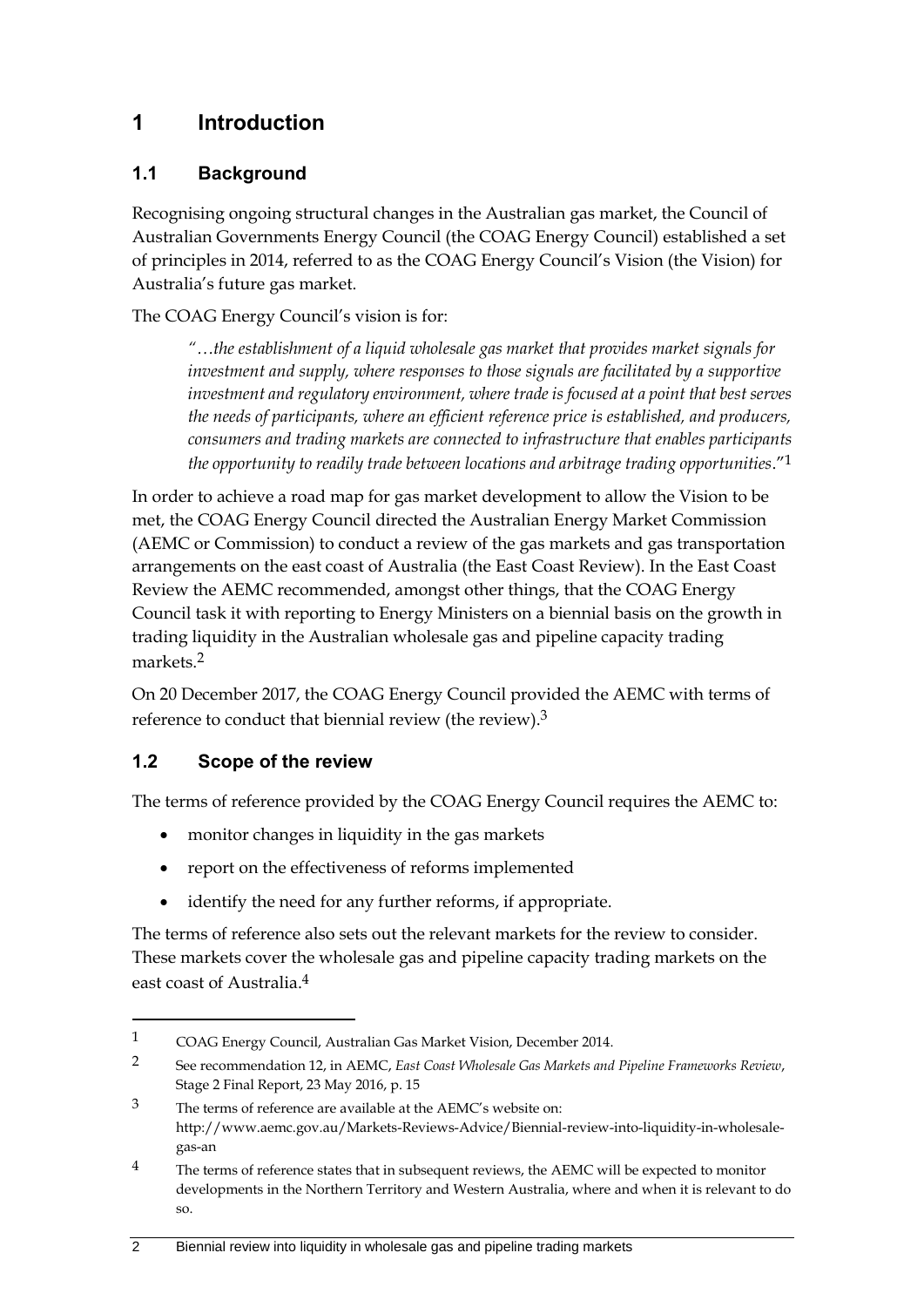# 1 Introduction

## 1.1 Background

Recognising ongoing structural changes in the Australian gas market, the Council of Australian Governments Energy Council (the COAG Energy Council) established a set of principles in 2014, referred to as the COAG Energy Council's Vision (the Vision) for Australia's future gas market.

The COAG Energy Council's vision is for:

> *"…the establishment of a liquid wholesale gas market that provides market signals for investment and supply, where responses to those signals are facilitated by a supportive investment and regulatory environment, where trade is focused at a point that best serves the needs of participants, where an efficient reference price is established, and producers, consumers and trading markets are connected to infrastructure that enables participants the opportunity to readily trade between locations and arbitrage trading opportunities*."[1]

In order to achieve a road map for gas market development to allow the Vision to be met, the COAG Energy Council directed the Australian Energy Market Commission (AEMC or Commission) to conduct a review of the gas markets and gas transportation arrangements on the east coast of Australia (the East Coast Review). In the East Coast Review the AEMC recommended, amongst other things, that the COAG Energy Council task it with reporting to Energy Ministers on a biennial basis on the growth in trading liquidity in the Australian wholesale gas and pipeline capacity trading markets.[2]

On 20 December 2017, the COAG Energy Council provided the AEMC with terms of reference to conduct that biennial review (the review).[3]

## 1.2 Scope of the review

The terms of reference provided by the COAG Energy Council requires the AEMC to:

- monitor changes in liquidity in the gas markets
- report on the effectiveness of reforms implemented
- identify the need for any further reforms, if appropriate.

The terms of reference also sets out the relevant markets for the review to consider. These markets cover the wholesale gas and pipeline capacity trading markets on the east coast of Australia.[4]

---

[1] COAG Energy Council, Australian Gas Market Vision, December 2014.

[2] See recommendation 12, in AEMC, *East Coast Wholesale Gas Markets and Pipeline Frameworks Review*, Stage 2 Final Report, 23 May 2016, p. 15

[3] The terms of reference are available at the AEMC's website on: http://www.aemc.gov.au/Markets-Reviews-Advice/Biennial-review-into-liquidity-in-wholesale-gas-an

[4] The terms of reference states that in subsequent reviews, the AEMC will be expected to monitor developments in the Northern Territory and Western Australia, where and when it is relevant to do so.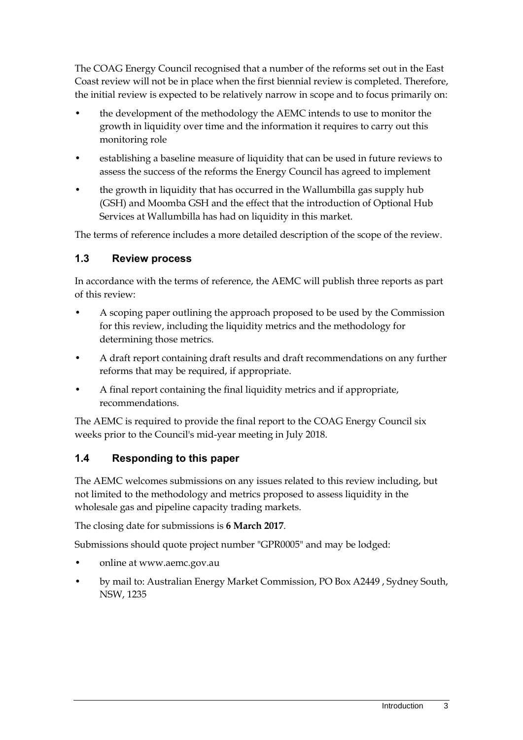The COAG Energy Council recognised that a number of the reforms set out in the East Coast review will not be in place when the first biennial review is completed. Therefore, the initial review is expected to be relatively narrow in scope and to focus primarily on:

- the development of the methodology the AEMC intends to use to monitor the growth in liquidity over time and the information it requires to carry out this monitoring role
- establishing a baseline measure of liquidity that can be used in future reviews to assess the success of the reforms the Energy Council has agreed to implement
- the growth in liquidity that has occurred in the Wallumbilla gas supply hub (GSH) and Moomba GSH and the effect that the introduction of Optional Hub Services at Wallumbilla has had on liquidity in this market.

The terms of reference includes a more detailed description of the scope of the review.

## 1.3 Review process

In accordance with the terms of reference, the AEMC will publish three reports as part of this review:

- A scoping paper outlining the approach proposed to be used by the Commission for this review, including the liquidity metrics and the methodology for determining those metrics.
- A draft report containing draft results and draft recommendations on any further reforms that may be required, if appropriate.
- A final report containing the final liquidity metrics and if appropriate, recommendations.

The AEMC is required to provide the final report to the COAG Energy Council six weeks prior to the Council's mid-year meeting in July 2018.

## 1.4 Responding to this paper

The AEMC welcomes submissions on any issues related to this review including, but not limited to the methodology and metrics proposed to assess liquidity in the wholesale gas and pipeline capacity trading markets.

The closing date for submissions is **6 March 2017**.

Submissions should quote project number "GPR0005" and may be lodged:

- online at www.aemc.gov.au
- by mail to: Australian Energy Market Commission, PO Box A2449 , Sydney South, NSW, 1235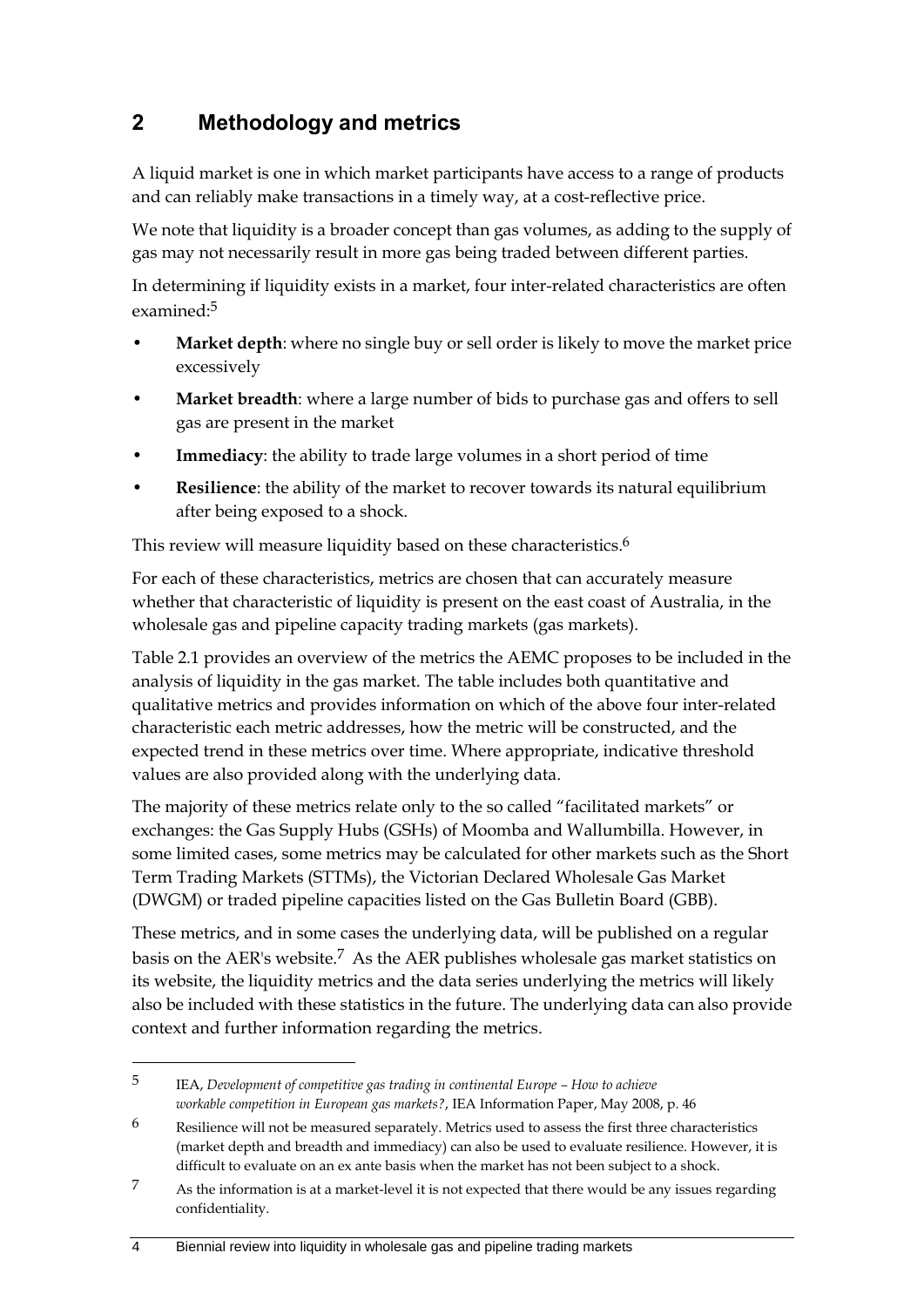## 2 Methodology and metrics

A liquid market is one in which market participants have access to a range of products and can reliably make transactions in a timely way, at a cost-reflective price.

We note that liquidity is a broader concept than gas volumes, as adding to the supply of gas may not necessarily result in more gas being traded between different parties.

In determining if liquidity exists in a market, four inter-related characteristics are often examined:[5]

- **Market depth**: where no single buy or sell order is likely to move the market price excessively
- **Market breadth**: where a large number of bids to purchase gas and offers to sell gas are present in the market
- **Immediacy**: the ability to trade large volumes in a short period of time
- **Resilience**: the ability of the market to recover towards its natural equilibrium after being exposed to a shock.

This review will measure liquidity based on these characteristics.[6]

For each of these characteristics, metrics are chosen that can accurately measure whether that characteristic of liquidity is present on the east coast of Australia, in the wholesale gas and pipeline capacity trading markets (gas markets).

Table 2.1 provides an overview of the metrics the AEMC proposes to be included in the analysis of liquidity in the gas market. The table includes both quantitative and qualitative metrics and provides information on which of the above four inter-related characteristic each metric addresses, how the metric will be constructed, and the expected trend in these metrics over time. Where appropriate, indicative threshold values are also provided along with the underlying data.

The majority of these metrics relate only to the so called "facilitated markets" or exchanges: the Gas Supply Hubs (GSHs) of Moomba and Wallumbilla. However, in some limited cases, some metrics may be calculated for other markets such as the Short Term Trading Markets (STTMs), the Victorian Declared Wholesale Gas Market (DWGM) or traded pipeline capacities listed on the Gas Bulletin Board (GBB).

These metrics, and in some cases the underlying data, will be published on a regular basis on the AER's website.[7] As the AER publishes wholesale gas market statistics on its website, the liquidity metrics and the data series underlying the metrics will likely also be included with these statistics in the future. The underlying data can also provide context and further information regarding the metrics.

---

5 IEA, *Development of competitive gas trading in continental Europe – How to achieve workable competition in European gas markets?*, IEA Information Paper, May 2008, p. 46

6 Resilience will not be measured separately. Metrics used to assess the first three characteristics (market depth and breadth and immediacy) can also be used to evaluate resilience. However, it is difficult to evaluate on an ex ante basis when the market has not been subject to a shock.

7 As the information is at a market-level it is not expected that there would be any issues regarding confidentiality.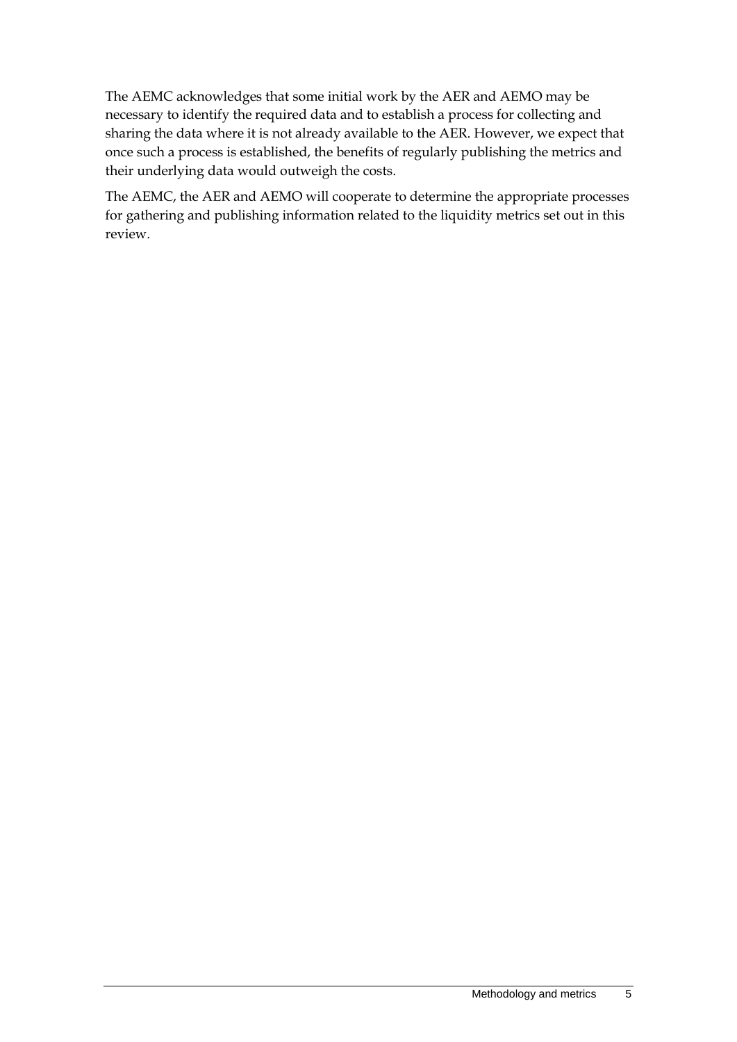The AEMC acknowledges that some initial work by the AER and AEMO may be necessary to identify the required data and to establish a process for collecting and sharing the data where it is not already available to the AER. However, we expect that once such a process is established, the benefits of regularly publishing the metrics and their underlying data would outweigh the costs.

The AEMC, the AER and AEMO will cooperate to determine the appropriate processes for gathering and publishing information related to the liquidity metrics set out in this review.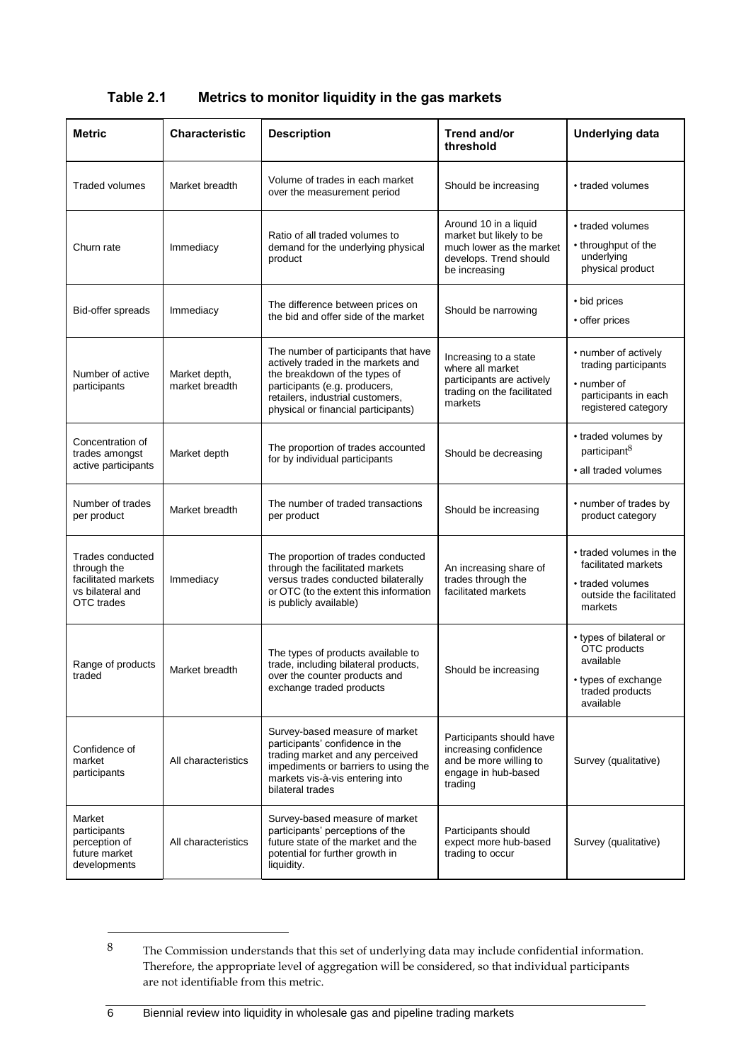**Table 2.1 Metrics to monitor liquidity in the gas markets**

| Metric | Characteristic | Description | Trend and/or threshold | Underlying data |
|---|---|---|---|---|
| Traded volumes | Market breadth | Volume of trades in each market over the measurement period | Should be increasing | • traded volumes |
| Churn rate | Immediacy | Ratio of all traded volumes to demand for the underlying physical product | Around 10 in a liquid market but likely to be much lower as the market develops. Trend should be increasing | • traded volumes<br>• throughput of the underlying physical product |
| Bid-offer spreads | Immediacy | The difference between prices on the bid and offer side of the market | Should be narrowing | • bid prices<br>• offer prices |
| Number of active participants | Market depth, market breadth | The number of participants that have actively traded in the markets and the breakdown of the types of participants (e.g. producers, retailers, industrial customers, physical or financial participants) | Increasing to a state where all market participants are actively trading on the facilitated markets | • number of actively trading participants<br>• number of participants in each registered category |
| Concentration of trades amongst active participants | Market depth | The proportion of trades accounted for by individual participants | Should be decreasing | • traded volumes by participant[8]<br>• all traded volumes |
| Number of trades per product | Market breadth | The number of traded transactions per product | Should be increasing | • number of trades by product category |
| Trades conducted through the facilitated markets vs bilateral and OTC trades | Immediacy | The proportion of trades conducted through the facilitated markets versus trades conducted bilaterally or OTC (to the extent this information is publicly available) | An increasing share of trades through the facilitated markets | • traded volumes in the facilitated markets<br>• traded volumes outside the facilitated markets |
| Range of products traded | Market breadth | The types of products available to trade, including bilateral products, over the counter products and exchange traded products | Should be increasing | • types of bilateral or OTC products available<br>• types of exchange traded products available |
| Confidence of market participants | All characteristics | Survey-based measure of market participants' confidence in the trading market and any perceived impediments or barriers to using the markets vis-à-vis entering into bilateral trades | Participants should have increasing confidence and be more willing to engage in hub-based trading | Survey (qualitative) |
| Market participants perception of future market developments | All characteristics | Survey-based measure of market participants' perceptions of the future state of the market and the potential for further growth in liquidity. | Participants should expect more hub-based trading to occur | Survey (qualitative) |

[8] The Commission understands that this set of underlying data may include confidential information. Therefore, the appropriate level of aggregation will be considered, so that individual participants are not identifiable from this metric.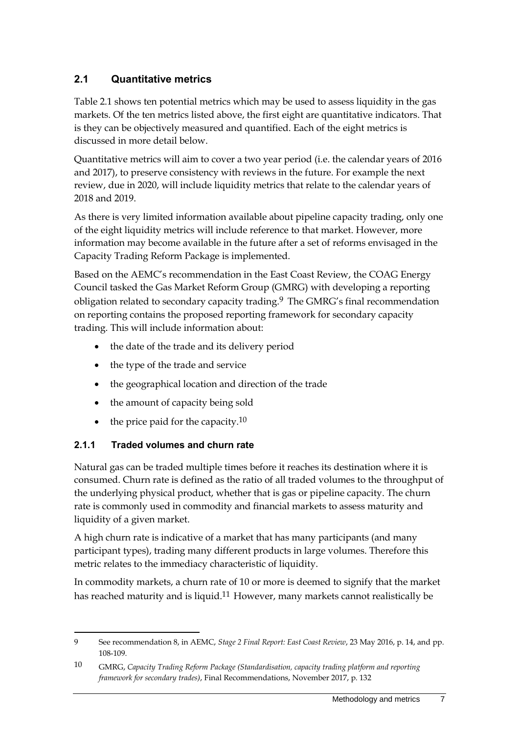## 2.1 Quantitative metrics

Table 2.1 shows ten potential metrics which may be used to assess liquidity in the gas markets. Of the ten metrics listed above, the first eight are quantitative indicators. That is they can be objectively measured and quantified. Each of the eight metrics is discussed in more detail below.

Quantitative metrics will aim to cover a two year period (i.e. the calendar years of 2016 and 2017), to preserve consistency with reviews in the future. For example the next review, due in 2020, will include liquidity metrics that relate to the calendar years of 2018 and 2019.

As there is very limited information available about pipeline capacity trading, only one of the eight liquidity metrics will include reference to that market. However, more information may become available in the future after a set of reforms envisaged in the Capacity Trading Reform Package is implemented.

Based on the AEMC's recommendation in the East Coast Review, the COAG Energy Council tasked the Gas Market Reform Group (GMRG) with developing a reporting obligation related to secondary capacity trading.[9] The GMRG's final recommendation on reporting contains the proposed reporting framework for secondary capacity trading. This will include information about:

- the date of the trade and its delivery period
- the type of the trade and service
- the geographical location and direction of the trade
- the amount of capacity being sold
- the price paid for the capacity.[10]

### 2.1.1 Traded volumes and churn rate

Natural gas can be traded multiple times before it reaches its destination where it is consumed. Churn rate is defined as the ratio of all traded volumes to the throughput of the underlying physical product, whether that is gas or pipeline capacity. The churn rate is commonly used in commodity and financial markets to assess maturity and liquidity of a given market.

A high churn rate is indicative of a market that has many participants (and many participant types), trading many different products in large volumes. Therefore this metric relates to the immediacy characteristic of liquidity.

In commodity markets, a churn rate of 10 or more is deemed to signify that the market has reached maturity and is liquid.[11] However, many markets cannot realistically be

---

9 See recommendation 8, in AEMC, *Stage 2 Final Report: East Coast Review*, 23 May 2016, p. 14, and pp. 108-109.

10 GMRG, *Capacity Trading Reform Package (Standardisation, capacity trading platform and reporting framework for secondary trades)*, Final Recommendations, November 2017, p. 132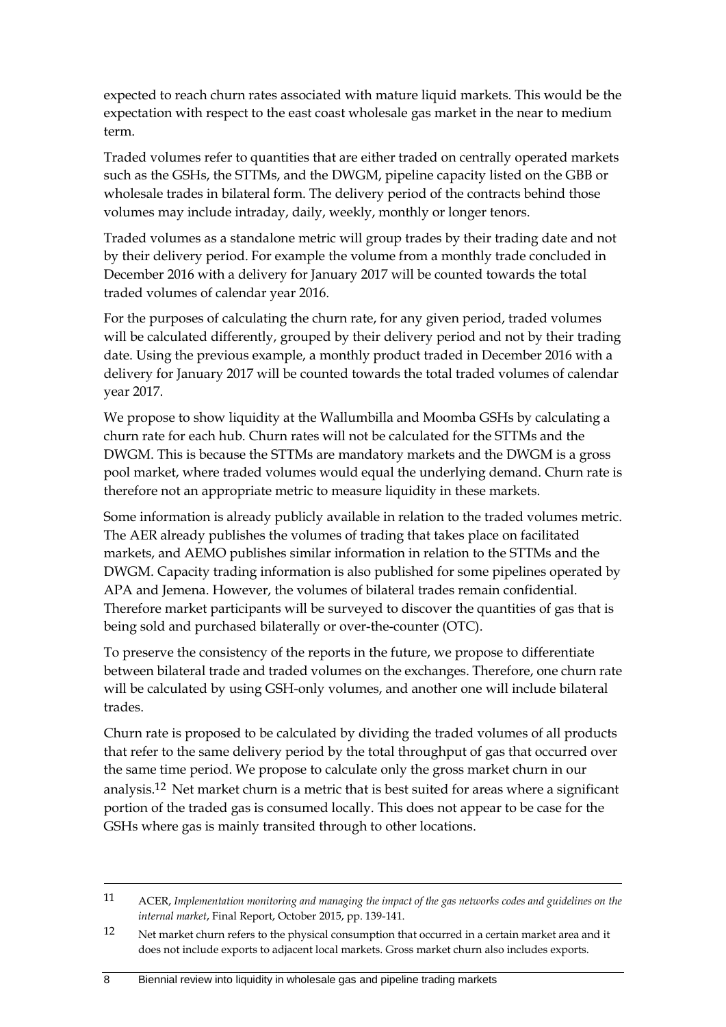expected to reach churn rates associated with mature liquid markets. This would be the expectation with respect to the east coast wholesale gas market in the near to medium term.

Traded volumes refer to quantities that are either traded on centrally operated markets such as the GSHs, the STTMs, and the DWGM, pipeline capacity listed on the GBB or wholesale trades in bilateral form. The delivery period of the contracts behind those volumes may include intraday, daily, weekly, monthly or longer tenors.

Traded volumes as a standalone metric will group trades by their trading date and not by their delivery period. For example the volume from a monthly trade concluded in December 2016 with a delivery for January 2017 will be counted towards the total traded volumes of calendar year 2016.

For the purposes of calculating the churn rate, for any given period, traded volumes will be calculated differently, grouped by their delivery period and not by their trading date. Using the previous example, a monthly product traded in December 2016 with a delivery for January 2017 will be counted towards the total traded volumes of calendar year 2017.

We propose to show liquidity at the Wallumbilla and Moomba GSHs by calculating a churn rate for each hub. Churn rates will not be calculated for the STTMs and the DWGM. This is because the STTMs are mandatory markets and the DWGM is a gross pool market, where traded volumes would equal the underlying demand. Churn rate is therefore not an appropriate metric to measure liquidity in these markets.

Some information is already publicly available in relation to the traded volumes metric. The AER already publishes the volumes of trading that takes place on facilitated markets, and AEMO publishes similar information in relation to the STTMs and the DWGM. Capacity trading information is also published for some pipelines operated by APA and Jemena. However, the volumes of bilateral trades remain confidential. Therefore market participants will be surveyed to discover the quantities of gas that is being sold and purchased bilaterally or over-the-counter (OTC).

To preserve the consistency of the reports in the future, we propose to differentiate between bilateral trade and traded volumes on the exchanges. Therefore, one churn rate will be calculated by using GSH-only volumes, and another one will include bilateral trades.

Churn rate is proposed to be calculated by dividing the traded volumes of all products that refer to the same delivery period by the total throughput of gas that occurred over the same time period. We propose to calculate only the gross market churn in our analysis.[12] Net market churn is a metric that is best suited for areas where a significant portion of the traded gas is consumed locally. This does not appear to be case for the GSHs where gas is mainly transited through to other locations.

---

11 ACER, *Implementation monitoring and managing the impact of the gas networks codes and guidelines on the internal market*, Final Report, October 2015, pp. 139-141.

12 Net market churn refers to the physical consumption that occurred in a certain market area and it does not include exports to adjacent local markets. Gross market churn also includes exports.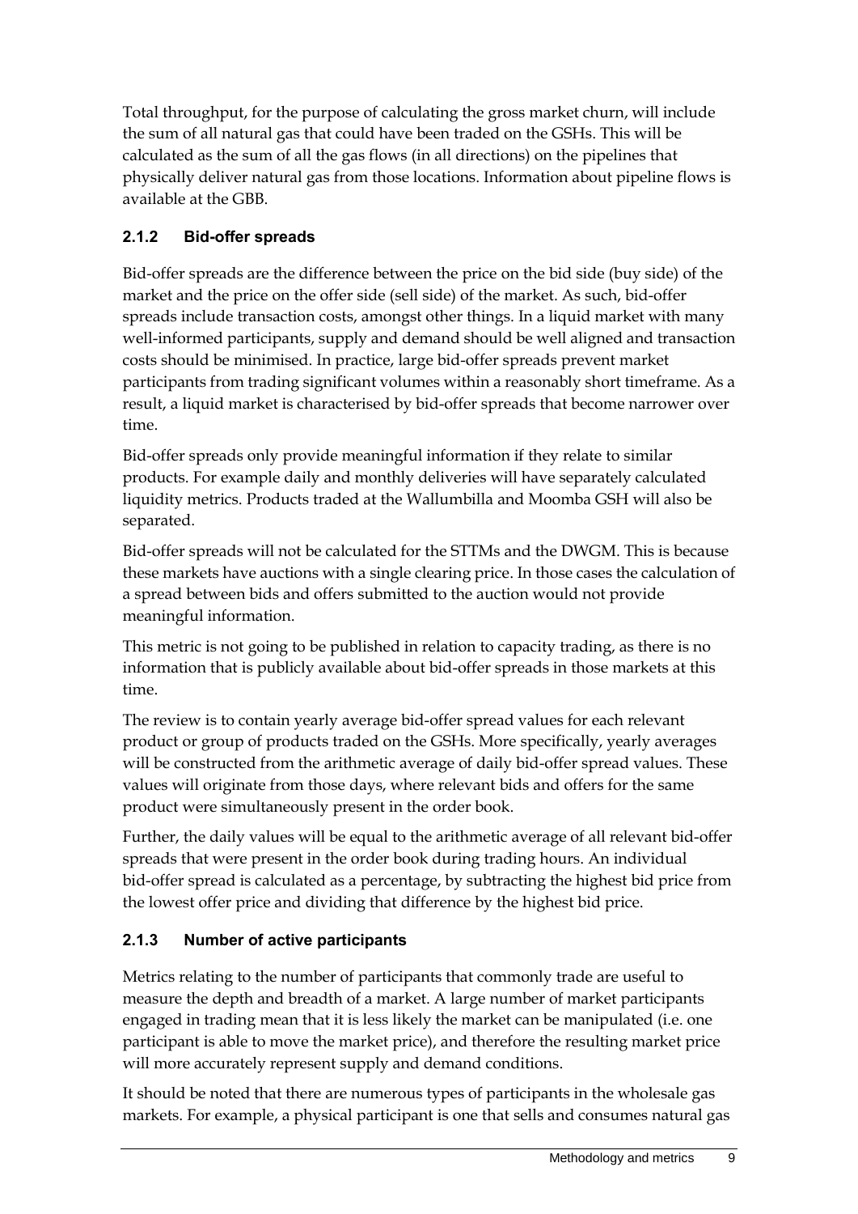Total throughput, for the purpose of calculating the gross market churn, will include the sum of all natural gas that could have been traded on the GSHs. This will be calculated as the sum of all the gas flows (in all directions) on the pipelines that physically deliver natural gas from those locations. Information about pipeline flows is available at the GBB.

### 2.1.2 Bid-offer spreads

Bid-offer spreads are the difference between the price on the bid side (buy side) of the market and the price on the offer side (sell side) of the market. As such, bid-offer spreads include transaction costs, amongst other things. In a liquid market with many well-informed participants, supply and demand should be well aligned and transaction costs should be minimised. In practice, large bid-offer spreads prevent market participants from trading significant volumes within a reasonably short timeframe. As a result, a liquid market is characterised by bid-offer spreads that become narrower over time.

Bid-offer spreads only provide meaningful information if they relate to similar products. For example daily and monthly deliveries will have separately calculated liquidity metrics. Products traded at the Wallumbilla and Moomba GSH will also be separated.

Bid-offer spreads will not be calculated for the STTMs and the DWGM. This is because these markets have auctions with a single clearing price. In those cases the calculation of a spread between bids and offers submitted to the auction would not provide meaningful information.

This metric is not going to be published in relation to capacity trading, as there is no information that is publicly available about bid-offer spreads in those markets at this time.

The review is to contain yearly average bid-offer spread values for each relevant product or group of products traded on the GSHs. More specifically, yearly averages will be constructed from the arithmetic average of daily bid-offer spread values. These values will originate from those days, where relevant bids and offers for the same product were simultaneously present in the order book.

Further, the daily values will be equal to the arithmetic average of all relevant bid-offer spreads that were present in the order book during trading hours. An individual bid-offer spread is calculated as a percentage, by subtracting the highest bid price from the lowest offer price and dividing that difference by the highest bid price.

### 2.1.3 Number of active participants

Metrics relating to the number of participants that commonly trade are useful to measure the depth and breadth of a market. A large number of market participants engaged in trading mean that it is less likely the market can be manipulated (i.e. one participant is able to move the market price), and therefore the resulting market price will more accurately represent supply and demand conditions.

It should be noted that there are numerous types of participants in the wholesale gas markets. For example, a physical participant is one that sells and consumes natural gas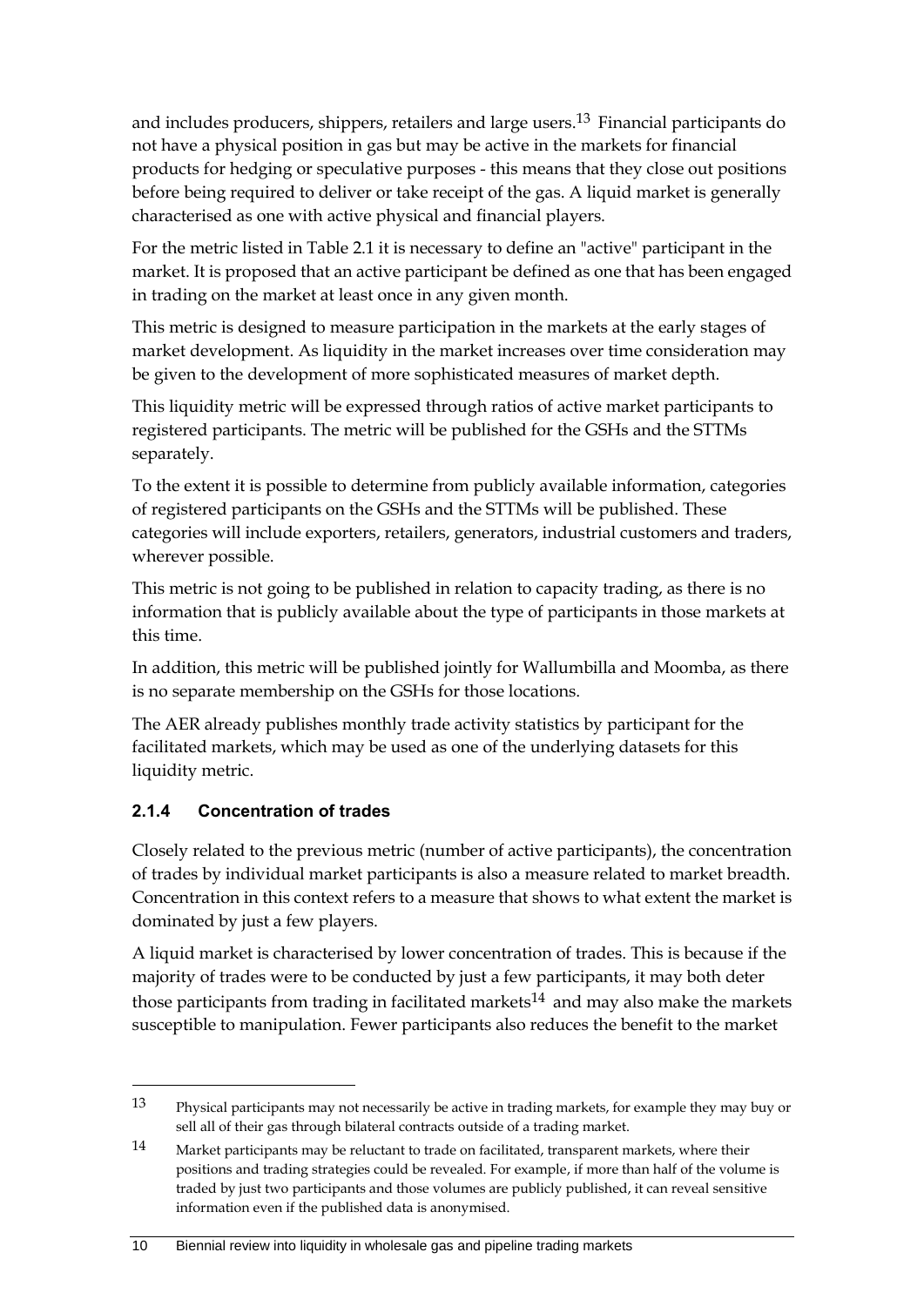and includes producers, shippers, retailers and large users.[13] Financial participants do not have a physical position in gas but may be active in the markets for financial products for hedging or speculative purposes - this means that they close out positions before being required to deliver or take receipt of the gas. A liquid market is generally characterised as one with active physical and financial players.

For the metric listed in Table 2.1 it is necessary to define an "active" participant in the market. It is proposed that an active participant be defined as one that has been engaged in trading on the market at least once in any given month.

This metric is designed to measure participation in the markets at the early stages of market development. As liquidity in the market increases over time consideration may be given to the development of more sophisticated measures of market depth.

This liquidity metric will be expressed through ratios of active market participants to registered participants. The metric will be published for the GSHs and the STTMs separately.

To the extent it is possible to determine from publicly available information, categories of registered participants on the GSHs and the STTMs will be published. These categories will include exporters, retailers, generators, industrial customers and traders, wherever possible.

This metric is not going to be published in relation to capacity trading, as there is no information that is publicly available about the type of participants in those markets at this time.

In addition, this metric will be published jointly for Wallumbilla and Moomba, as there is no separate membership on the GSHs for those locations.

The AER already publishes monthly trade activity statistics by participant for the facilitated markets, which may be used as one of the underlying datasets for this liquidity metric.

### 2.1.4 Concentration of trades

Closely related to the previous metric (number of active participants), the concentration of trades by individual market participants is also a measure related to market breadth. Concentration in this context refers to a measure that shows to what extent the market is dominated by just a few players.

A liquid market is characterised by lower concentration of trades. This is because if the majority of trades were to be conducted by just a few participants, it may both deter those participants from trading in facilitated markets[14] and may also make the markets susceptible to manipulation. Fewer participants also reduces the benefit to the market

---

[13] Physical participants may not necessarily be active in trading markets, for example they may buy or sell all of their gas through bilateral contracts outside of a trading market.

[14] Market participants may be reluctant to trade on facilitated, transparent markets, where their positions and trading strategies could be revealed. For example, if more than half of the volume is traded by just two participants and those volumes are publicly published, it can reveal sensitive information even if the published data is anonymised.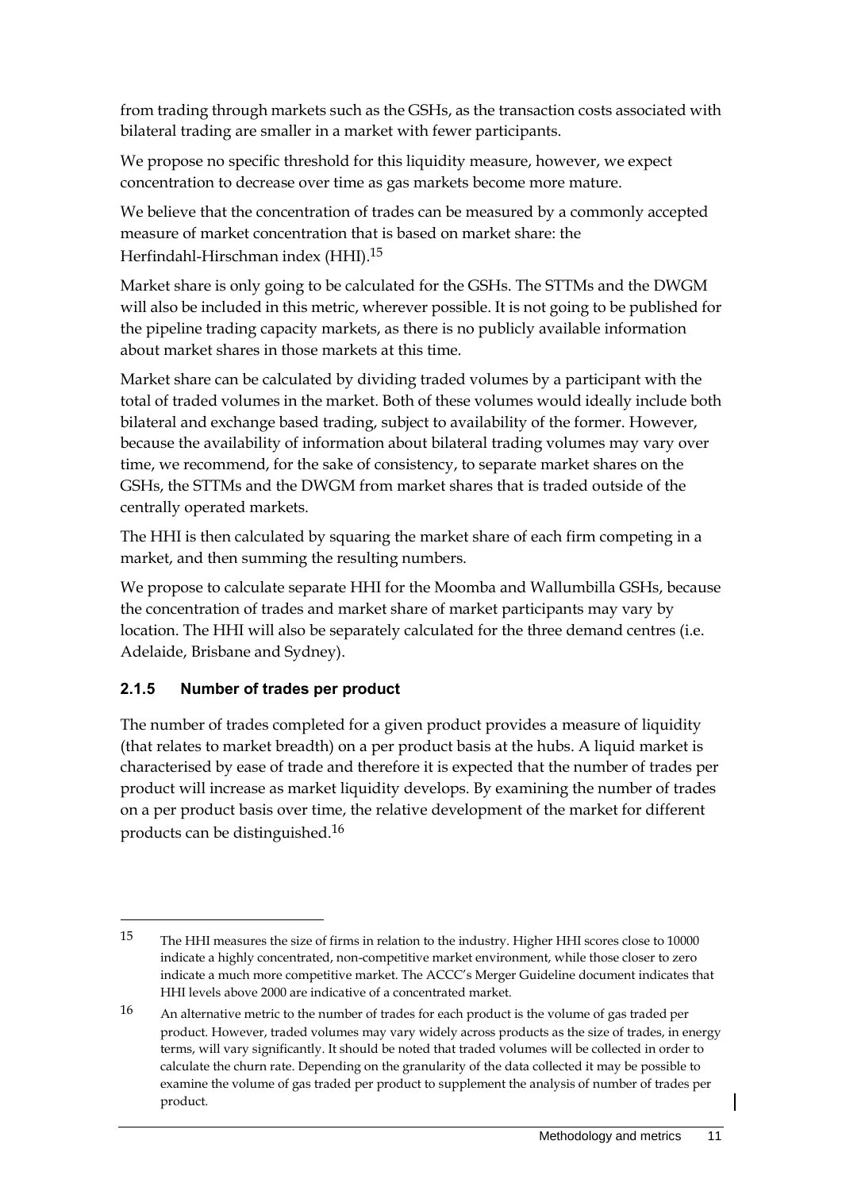from trading through markets such as the GSHs, as the transaction costs associated with bilateral trading are smaller in a market with fewer participants.

We propose no specific threshold for this liquidity measure, however, we expect concentration to decrease over time as gas markets become more mature.

We believe that the concentration of trades can be measured by a commonly accepted measure of market concentration that is based on market share: the Herfindahl-Hirschman index (HHI).[15]

Market share is only going to be calculated for the GSHs. The STTMs and the DWGM will also be included in this metric, wherever possible. It is not going to be published for the pipeline trading capacity markets, as there is no publicly available information about market shares in those markets at this time.

Market share can be calculated by dividing traded volumes by a participant with the total of traded volumes in the market. Both of these volumes would ideally include both bilateral and exchange based trading, subject to availability of the former. However, because the availability of information about bilateral trading volumes may vary over time, we recommend, for the sake of consistency, to separate market shares on the GSHs, the STTMs and the DWGM from market shares that is traded outside of the centrally operated markets.

The HHI is then calculated by squaring the market share of each firm competing in a market, and then summing the resulting numbers.

We propose to calculate separate HHI for the Moomba and Wallumbilla GSHs, because the concentration of trades and market share of market participants may vary by location. The HHI will also be separately calculated for the three demand centres (i.e. Adelaide, Brisbane and Sydney).

### 2.1.5 Number of trades per product

The number of trades completed for a given product provides a measure of liquidity (that relates to market breadth) on a per product basis at the hubs. A liquid market is characterised by ease of trade and therefore it is expected that the number of trades per product will increase as market liquidity develops. By examining the number of trades on a per product basis over time, the relative development of the market for different products can be distinguished.[16]

---

15 The HHI measures the size of firms in relation to the industry. Higher HHI scores close to 10000 indicate a highly concentrated, non-competitive market environment, while those closer to zero indicate a much more competitive market. The ACCC's Merger Guideline document indicates that HHI levels above 2000 are indicative of a concentrated market.

16 An alternative metric to the number of trades for each product is the volume of gas traded per product. However, traded volumes may vary widely across products as the size of trades, in energy terms, will vary significantly. It should be noted that traded volumes will be collected in order to calculate the churn rate. Depending on the granularity of the data collected it may be possible to examine the volume of gas traded per product to supplement the analysis of number of trades per product.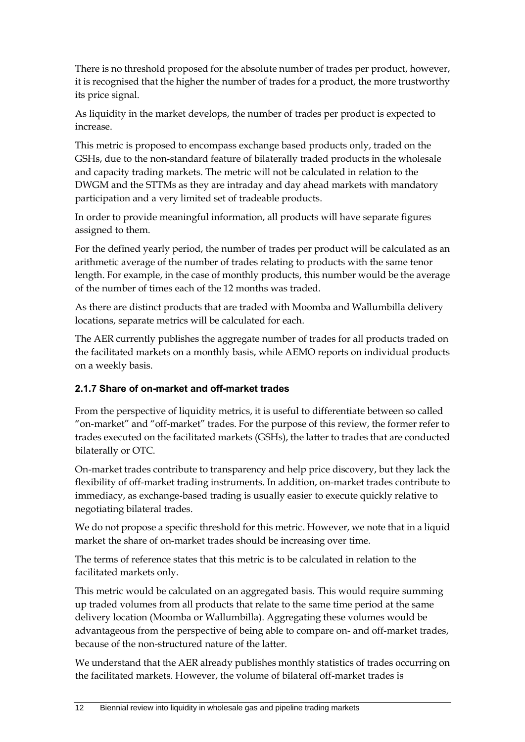There is no threshold proposed for the absolute number of trades per product, however, it is recognised that the higher the number of trades for a product, the more trustworthy its price signal.

As liquidity in the market develops, the number of trades per product is expected to increase.

This metric is proposed to encompass exchange based products only, traded on the GSHs, due to the non-standard feature of bilaterally traded products in the wholesale and capacity trading markets. The metric will not be calculated in relation to the DWGM and the STTMs as they are intraday and day ahead markets with mandatory participation and a very limited set of tradeable products.

In order to provide meaningful information, all products will have separate figures assigned to them.

For the defined yearly period, the number of trades per product will be calculated as an arithmetic average of the number of trades relating to products with the same tenor length. For example, in the case of monthly products, this number would be the average of the number of times each of the 12 months was traded.

As there are distinct products that are traded with Moomba and Wallumbilla delivery locations, separate metrics will be calculated for each.

The AER currently publishes the aggregate number of trades for all products traded on the facilitated markets on a monthly basis, while AEMO reports on individual products on a weekly basis.

### 2.1.7 Share of on-market and off-market trades

From the perspective of liquidity metrics, it is useful to differentiate between so called "on-market" and "off-market" trades. For the purpose of this review, the former refer to trades executed on the facilitated markets (GSHs), the latter to trades that are conducted bilaterally or OTC.

On-market trades contribute to transparency and help price discovery, but they lack the flexibility of off-market trading instruments. In addition, on-market trades contribute to immediacy, as exchange-based trading is usually easier to execute quickly relative to negotiating bilateral trades.

We do not propose a specific threshold for this metric. However, we note that in a liquid market the share of on-market trades should be increasing over time.

The terms of reference states that this metric is to be calculated in relation to the facilitated markets only.

This metric would be calculated on an aggregated basis. This would require summing up traded volumes from all products that relate to the same time period at the same delivery location (Moomba or Wallumbilla). Aggregating these volumes would be advantageous from the perspective of being able to compare on- and off-market trades, because of the non-structured nature of the latter.

We understand that the AER already publishes monthly statistics of trades occurring on the facilitated markets. However, the volume of bilateral off-market trades is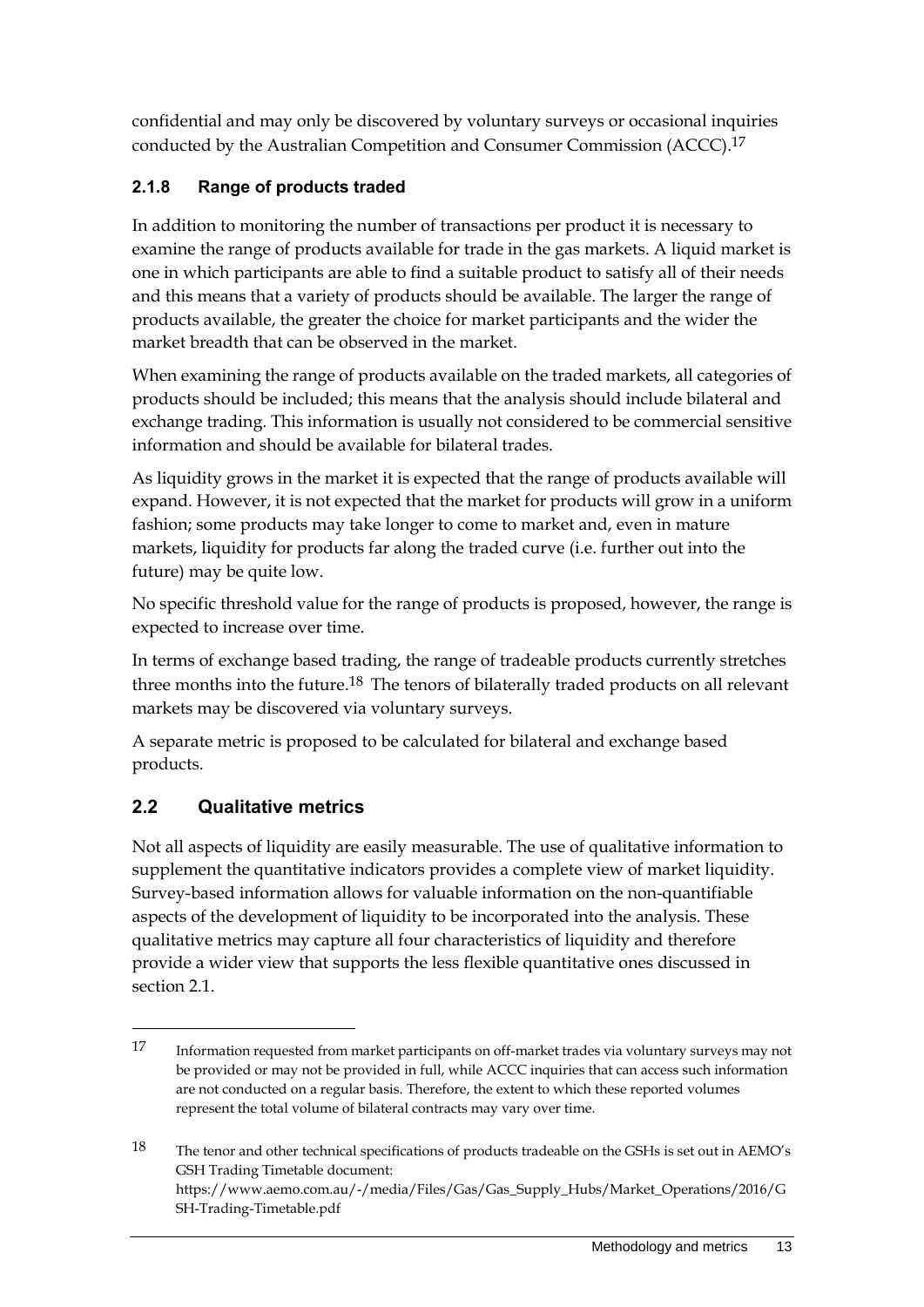confidential and may only be discovered by voluntary surveys or occasional inquiries conducted by the Australian Competition and Consumer Commission (ACCC).[17]

### 2.1.8 Range of products traded

In addition to monitoring the number of transactions per product it is necessary to examine the range of products available for trade in the gas markets. A liquid market is one in which participants are able to find a suitable product to satisfy all of their needs and this means that a variety of products should be available. The larger the range of products available, the greater the choice for market participants and the wider the market breadth that can be observed in the market.

When examining the range of products available on the traded markets, all categories of products should be included; this means that the analysis should include bilateral and exchange trading. This information is usually not considered to be commercial sensitive information and should be available for bilateral trades.

As liquidity grows in the market it is expected that the range of products available will expand. However, it is not expected that the market for products will grow in a uniform fashion; some products may take longer to come to market and, even in mature markets, liquidity for products far along the traded curve (i.e. further out into the future) may be quite low.

No specific threshold value for the range of products is proposed, however, the range is expected to increase over time.

In terms of exchange based trading, the range of tradeable products currently stretches three months into the future.[18] The tenors of bilaterally traded products on all relevant markets may be discovered via voluntary surveys.

A separate metric is proposed to be calculated for bilateral and exchange based products.

## 2.2 Qualitative metrics

Not all aspects of liquidity are easily measurable. The use of qualitative information to supplement the quantitative indicators provides a complete view of market liquidity. Survey-based information allows for valuable information on the non-quantifiable aspects of the development of liquidity to be incorporated into the analysis. These qualitative metrics may capture all four characteristics of liquidity and therefore provide a wider view that supports the less flexible quantitative ones discussed in section 2.1.

---

[17] Information requested from market participants on off-market trades via voluntary surveys may not be provided or may not be provided in full, while ACCC inquiries that can access such information are not conducted on a regular basis. Therefore, the extent to which these reported volumes represent the total volume of bilateral contracts may vary over time.

[18] The tenor and other technical specifications of products tradeable on the GSHs is set out in AEMO's GSH Trading Timetable document: https://www.aemo.com.au/-/media/Files/Gas/Gas_Supply_Hubs/Market_Operations/2016/GSH-Trading-Timetable.pdf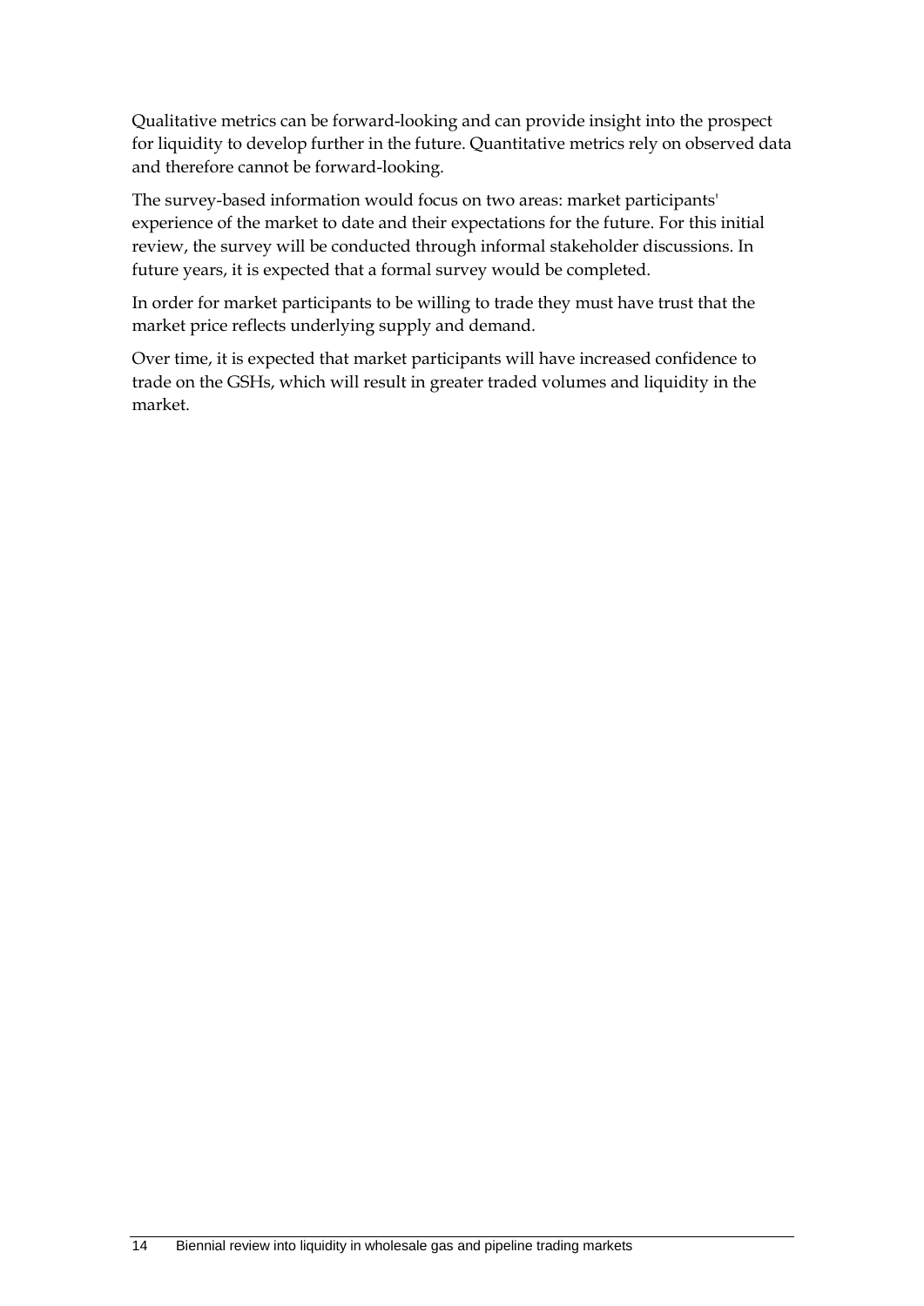Qualitative metrics can be forward-looking and can provide insight into the prospect for liquidity to develop further in the future. Quantitative metrics rely on observed data and therefore cannot be forward-looking.

The survey-based information would focus on two areas: market participants' experience of the market to date and their expectations for the future. For this initial review, the survey will be conducted through informal stakeholder discussions. In future years, it is expected that a formal survey would be completed.

In order for market participants to be willing to trade they must have trust that the market price reflects underlying supply and demand.

Over time, it is expected that market participants will have increased confidence to trade on the GSHs, which will result in greater traded volumes and liquidity in the market.